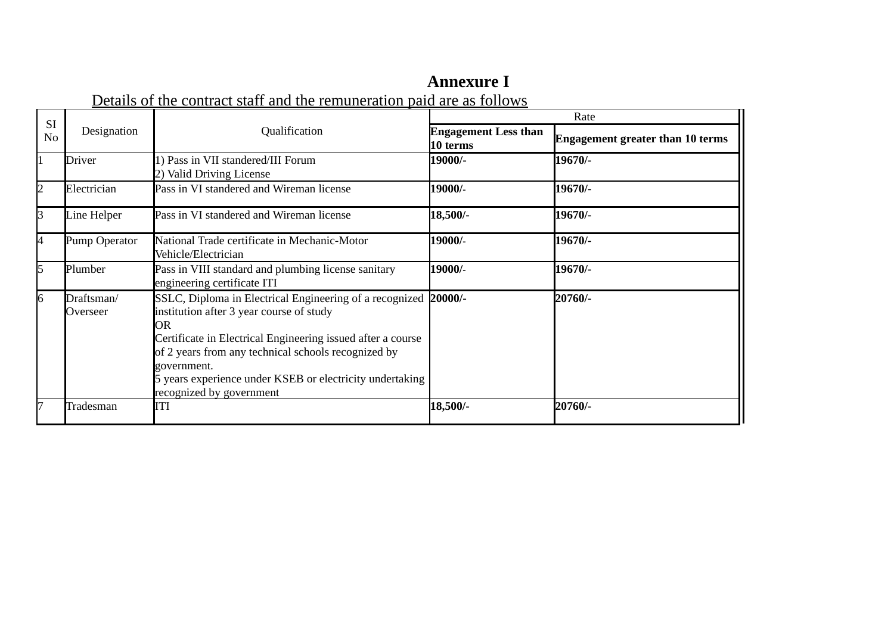# Annexure I

Details of the contract staff and the remuneration paid are as follows

| SI No | Designation | Qualification | Rate | |
|---|---|---|---|---|
| | | | **Engagement Less than 10 terms** | **Engagement greater than 10 terms** |
| 1 | Driver | 1) Pass in VII standered/III Forum<br>2) Valid Driving License | **19000/-** | **19670/-** |
| 2 | Electrician | Pass in VI standered and Wireman license | **19000/-** | **19670/-** |
| 3 | Line Helper | Pass in VI standered and Wireman license | **18,500/-** | **19670/-** |
| 4 | Pump Operator | National Trade certificate in Mechanic-Motor Vehicle/Electrician | **19000/-** | **19670/-** |
| 5 | Plumber | Pass in VIII standard and plumbing license sanitary engineering certificate ITI | **19000/-** | **19670/-** |
| 6 | Draftsman/ Overseer | SSLC, Diploma in Electrical Engineering of a recognized institution after 3 year course of study<br>OR<br>Certificate in Electrical Engineering issued after a course of 2 years from any technical schools recognized by government.<br>5 years experience under KSEB or electricity undertaking recognized by government | **20000/-** | **20760/-** |
| 7 | Tradesman | ITI | **18,500/-** | **20760/-** |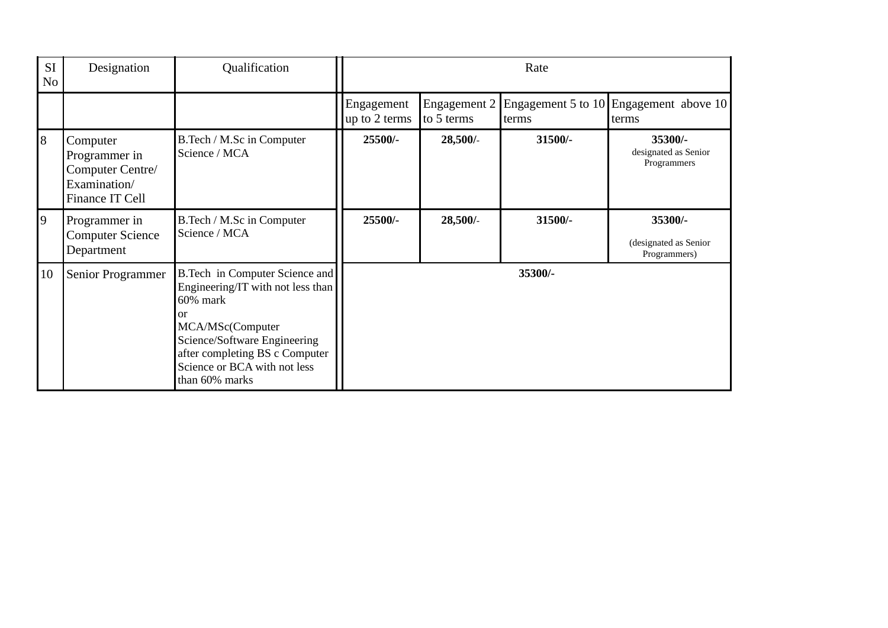| SI No | Designation | Qualification | Rate | | | |
|---|---|---|---|---|---|---|
| | | | Engagement up to 2 terms | Engagement 2 to 5 terms | Engagement 5 to 10 terms | Engagement above 10 terms |
| 8 | Computer Programmer in Computer Centre/ Examination/ Finance IT Cell | B.Tech / M.Sc in Computer Science / MCA | **25500/-** | **28,500/-** | **31500/-** | **35300/-** designated as Senior Programmers |
| 9 | Programmer in Computer Science Department | B.Tech / M.Sc in Computer Science / MCA | **25500/-** | **28,500/-** | **31500/-** | **35300/-** (designated as Senior Programmers) |
| 10 | Senior Programmer | B.Tech in Computer Science and Engineering/IT with not less than 60% mark or MCA/MSc(Computer Science/Software Engineering after completing BS c Computer Science or BCA with not less than 60% marks | **35300/-** | | | |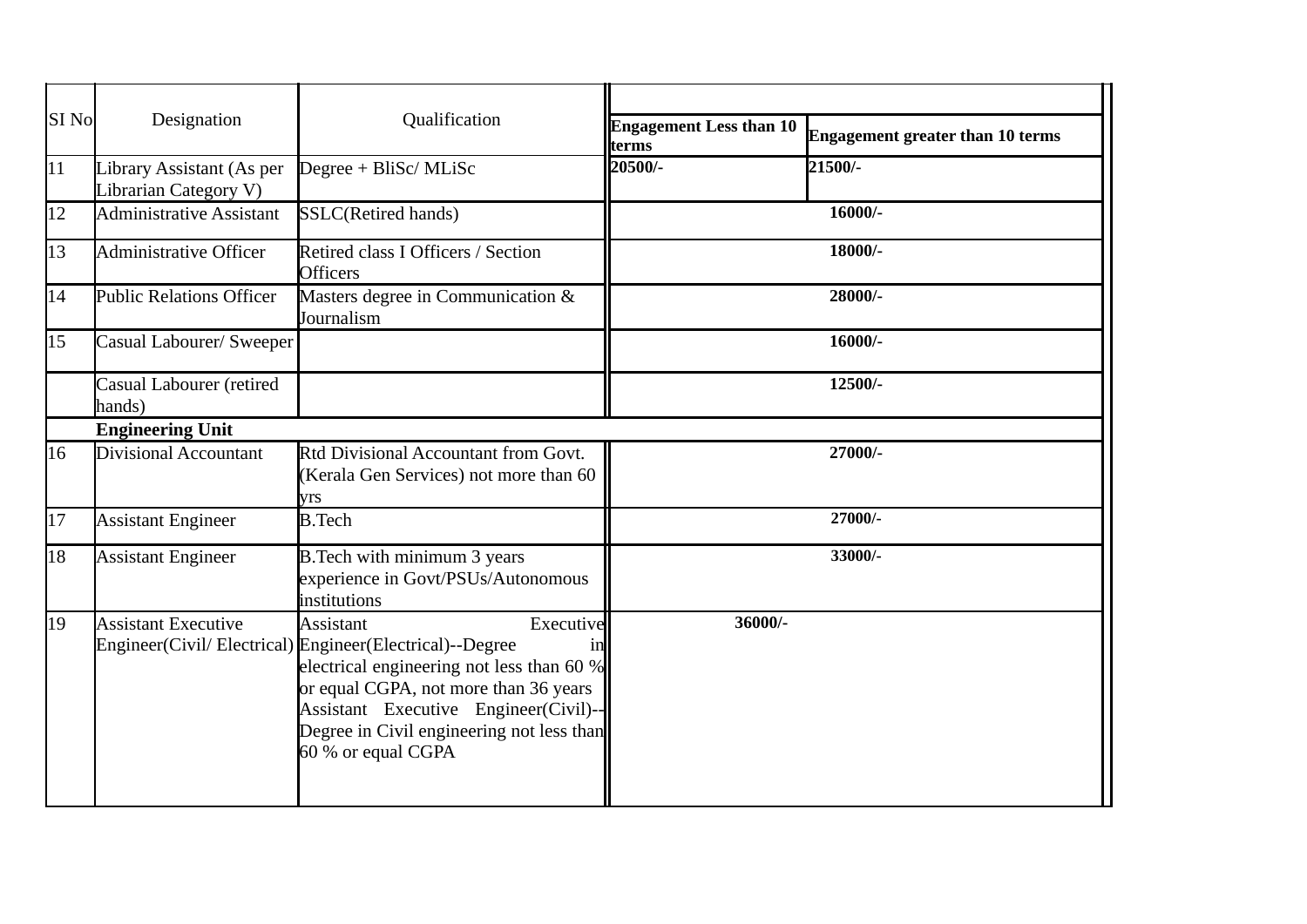| SI No | Designation | Qualification | Engagement Less than 10 terms | Engagement greater than 10 terms |
|---|---|---|---|---|
| 11 | Library Assistant (As per Librarian Category V) | Degree + BliSc/ MLiSc | 20500/- | 21500/- |
| 12 | Administrative Assistant | SSLC(Retired hands) | 16000/- | |
| 13 | Administrative Officer | Retired class I Officers / Section Officers | 18000/- | |
| 14 | Public Relations Officer | Masters degree in Communication & Journalism | 28000/- | |
| 15 | Casual Labourer/ Sweeper | | 16000/- | |
| | Casual Labourer (retired hands) | | 12500/- | |
| | **Engineering Unit** | | | |
| 16 | Divisional Accountant | Rtd Divisional Accountant from Govt. (Kerala Gen Services) not more than 60 yrs | 27000/- | |
| 17 | Assistant Engineer | B.Tech | 27000/- | |
| 18 | Assistant Engineer | B.Tech with minimum 3 years experience in Govt/PSUs/Autonomous institutions | 33000/- | |
| 19 | Assistant Executive Engineer(Civil/ Electrical) | Assistant Executive Engineer(Electrical)--Degree in electrical engineering not less than 60 % or equal CGPA, not more than 36 years Assistant Executive Engineer(Civil)--Degree in Civil engineering not less than 60 % or equal CGPA | 36000/- | |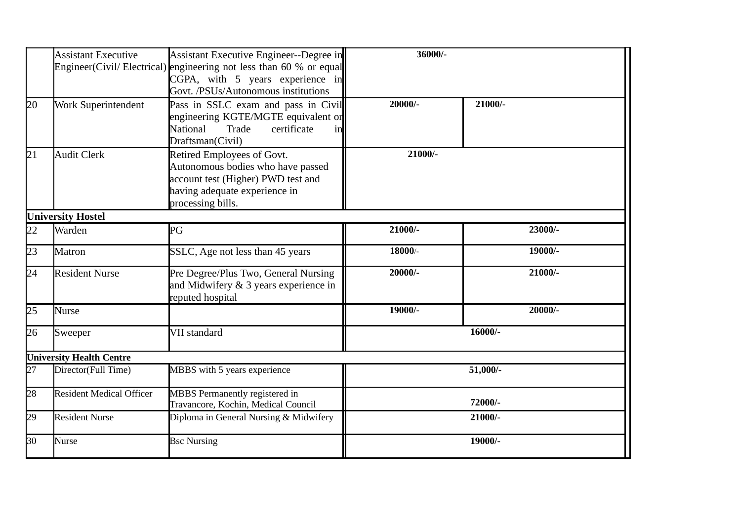|  |  |  |  |  |
|---|---|---|---|---|
|  | Assistant Executive Engineer(Civil/ Electrical) | Assistant Executive Engineer--Degree in engineering not less than 60 % or equal CGPA, with 5 years experience in Govt. /PSUs/Autonomous institutions | 36000/- |  |
| 20 | Work Superintendent | Pass in SSLC exam and pass in Civil engineering KGTE/MGTE equivalent or National Trade certificate in Draftsman(Civil) | 20000/- | 21000/- |
| 21 | Audit Clerk | Retired Employees of Govt. Autonomous bodies who have passed account test (Higher) PWD test and having adequate experience in processing bills. | 21000/- |  |
| **University Hostel** |  |  |  |  |
| 22 | Warden | PG | 21000/- | 23000/- |
| 23 | Matron | SSLC, Age not less than 45 years | 18000/- | 19000/- |
| 24 | Resident Nurse | Pre Degree/Plus Two, General Nursing and Midwifery & 3 years experience in reputed hospital | 20000/- | 21000/- |
| 25 | Nurse |  | 19000/- | 20000/- |
| 26 | Sweeper | VII standard | 16000/- |  |
| **University Health Centre** |  |  |  |  |
| 27 | Director(Full Time) | MBBS with 5 years experience | 51,000/- |  |
| 28 | Resident Medical Officer | MBBS Permanently registered in Travancore, Kochin, Medical Council | 72000/- |  |
| 29 | Resident Nurse | Diploma in General Nursing & Midwifery | 21000/- |  |
| 30 | Nurse | Bsc Nursing | 19000/- |  |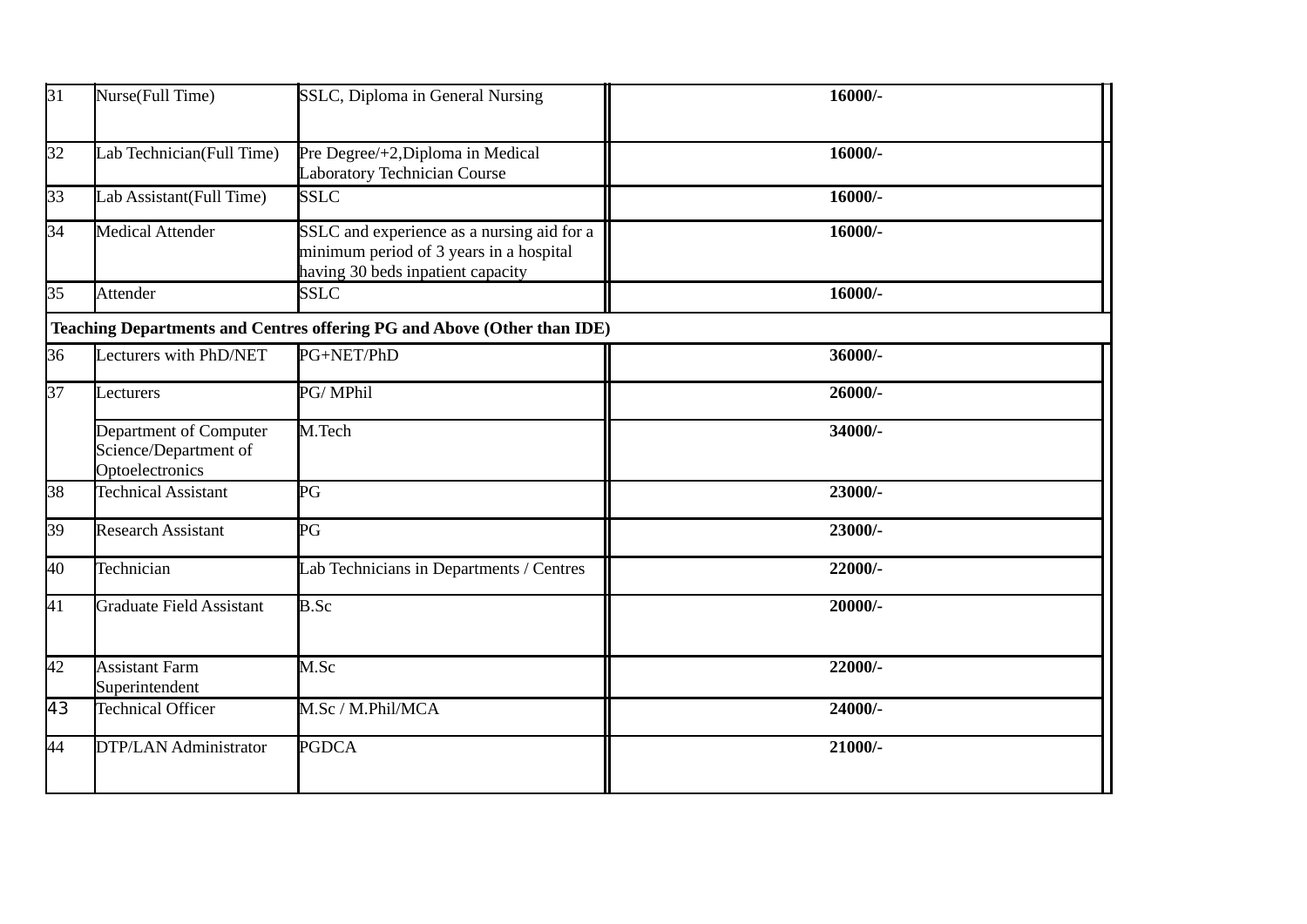| | | | |
|---|---|---|---|
| 31 | Nurse(Full Time) | SSLC, Diploma in General Nursing | **16000/-** |
| 32 | Lab Technician(Full Time) | Pre Degree/+2,Diploma in Medical Laboratory Technician Course | **16000/-** |
| 33 | Lab Assistant(Full Time) | SSLC | **16000/-** |
| 34 | Medical Attender | SSLC and experience as a nursing aid for a minimum period of 3 years in a hospital having 30 beds inpatient capacity | **16000/-** |
| 35 | Attender | SSLC | **16000/-** |
| **Teaching Departments and Centres offering PG and Above (Other than IDE)** | | | |
| 36 | Lecturers with PhD/NET | PG+NET/PhD | **36000/-** |
| 37 | Lecturers | PG/ MPhil | **26000/-** |
| | Department of Computer Science/Department of Optoelectronics | M.Tech | **34000/-** |
| 38 | Technical Assistant | PG | **23000/-** |
| 39 | Research Assistant | PG | **23000/-** |
| 40 | Technician | Lab Technicians in Departments / Centres | **22000/-** |
| 41 | Graduate Field Assistant | B.Sc | **20000/-** |
| 42 | Assistant Farm Superintendent | M.Sc | **22000/-** |
| 43 | Technical Officer | M.Sc / M.Phil/MCA | **24000/-** |
| 44 | DTP/LAN Administrator | PGDCA | **21000/-** |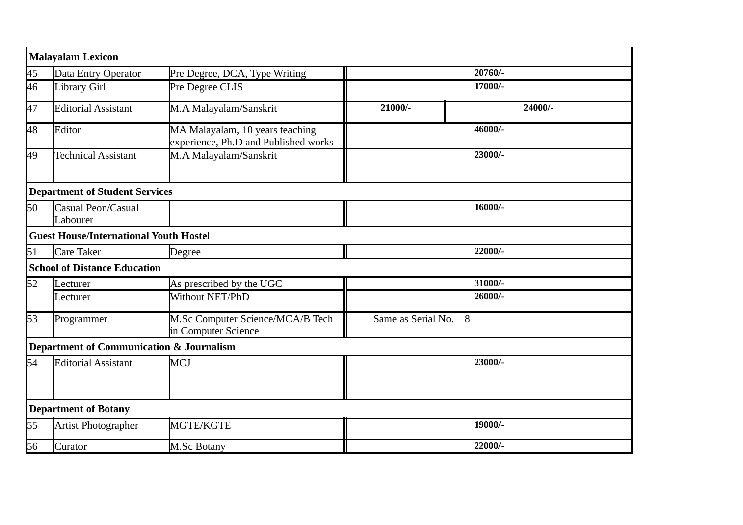| | | | | |
|---|---|---|---|---|
| **Malayalam Lexicon** | | | | |
| 45 | Data Entry Operator | Pre Degree, DCA, Type Writing | **20760/-** | |
| 46 | Library Girl | Pre Degree CLIS | **17000/-** | |
| 47 | Editorial Assistant | M.A Malayalam/Sanskrit | **21000/-** | **24000/-** |
| 48 | Editor | MA Malayalam, 10 years teaching experience, Ph.D and Published works | **46000/-** | |
| 49 | Technical Assistant | M.A Malayalam/Sanskrit | **23000/-** | |
| **Department of Student Services** | | | | |
| 50 | Casual Peon/Casual Labourer | | **16000/-** | |
| **Guest House/International Youth Hostel** | | | | |
| 51 | Care Taker | Degree | **22000/-** | |
| **School of Distance Education** | | | | |
| 52 | Lecturer | As prescribed by the UGC | **31000/-** | |
| | Lecturer | Without NET/PhD | **26000/-** | |
| 53 | Programmer | M.Sc Computer Science/MCA/B Tech in Computer Science | Same as Serial No. 8 | |
| **Department of Communication & Journalism** | | | | |
| 54 | Editorial Assistant | MCJ | **23000/-** | |
| **Department of Botany** | | | | |
| 55 | Artist Photographer | MGTE/KGTE | **19000/-** | |
| 56 | Curator | M.Sc Botany | **22000/-** | |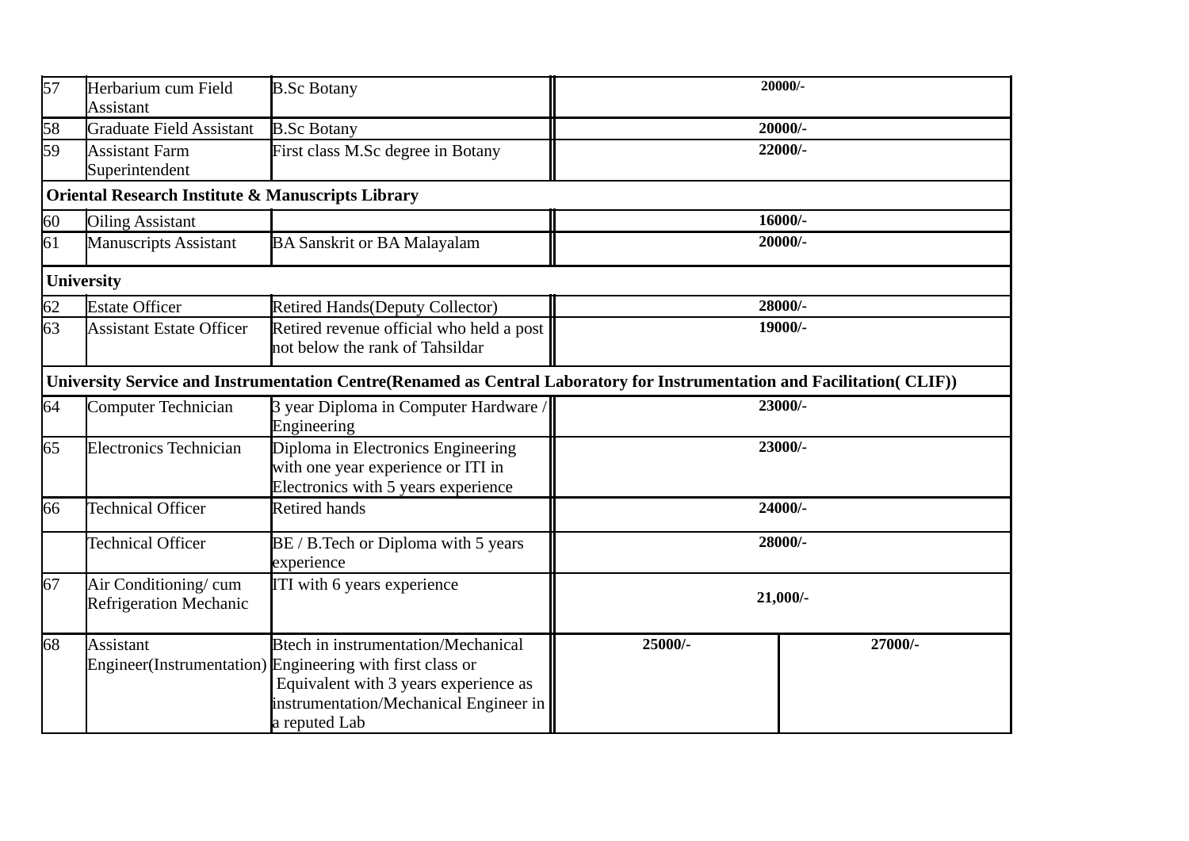| | | | | |
|---|---|---|---|---|
| 57 | Herbarium cum Field Assistant | B.Sc Botany | 20000/- | |
| 58 | Graduate Field Assistant | B.Sc Botany | 20000/- | |
| 59 | Assistant Farm Superintendent | First class M.Sc degree in Botany | 22000/- | |
| **Oriental Research Institute & Manuscripts Library** | | | | |
| 60 | Oiling Assistant | | 16000/- | |
| 61 | Manuscripts Assistant | BA Sanskrit or BA Malayalam | 20000/- | |
| **University** | | | | |
| 62 | Estate Officer | Retired Hands(Deputy Collector) | 28000/- | |
| 63 | Assistant Estate Officer | Retired revenue official who held a post not below the rank of Tahsildar | 19000/- | |
| **University Service and Instrumentation Centre(Renamed as Central Laboratory for Instrumentation and Facilitation( CLIF))** | | | | |
| 64 | Computer Technician | 3 year Diploma in Computer Hardware / Engineering | 23000/- | |
| 65 | Electronics Technician | Diploma in Electronics Engineering with one year experience or ITI in Electronics with 5 years experience | 23000/- | |
| 66 | Technical Officer | Retired hands | 24000/- | |
| | Technical Officer | BE / B.Tech or Diploma with 5 years experience | 28000/- | |
| 67 | Air Conditioning/ cum Refrigeration Mechanic | ITI with 6 years experience | 21,000/- | |
| 68 | Assistant Engineer(Instrumentation) | Btech in instrumentation/Mechanical Engineering with first class or Equivalent with 3 years experience as instrumentation/Mechanical Engineer in a reputed Lab | 25000/- | 27000/- |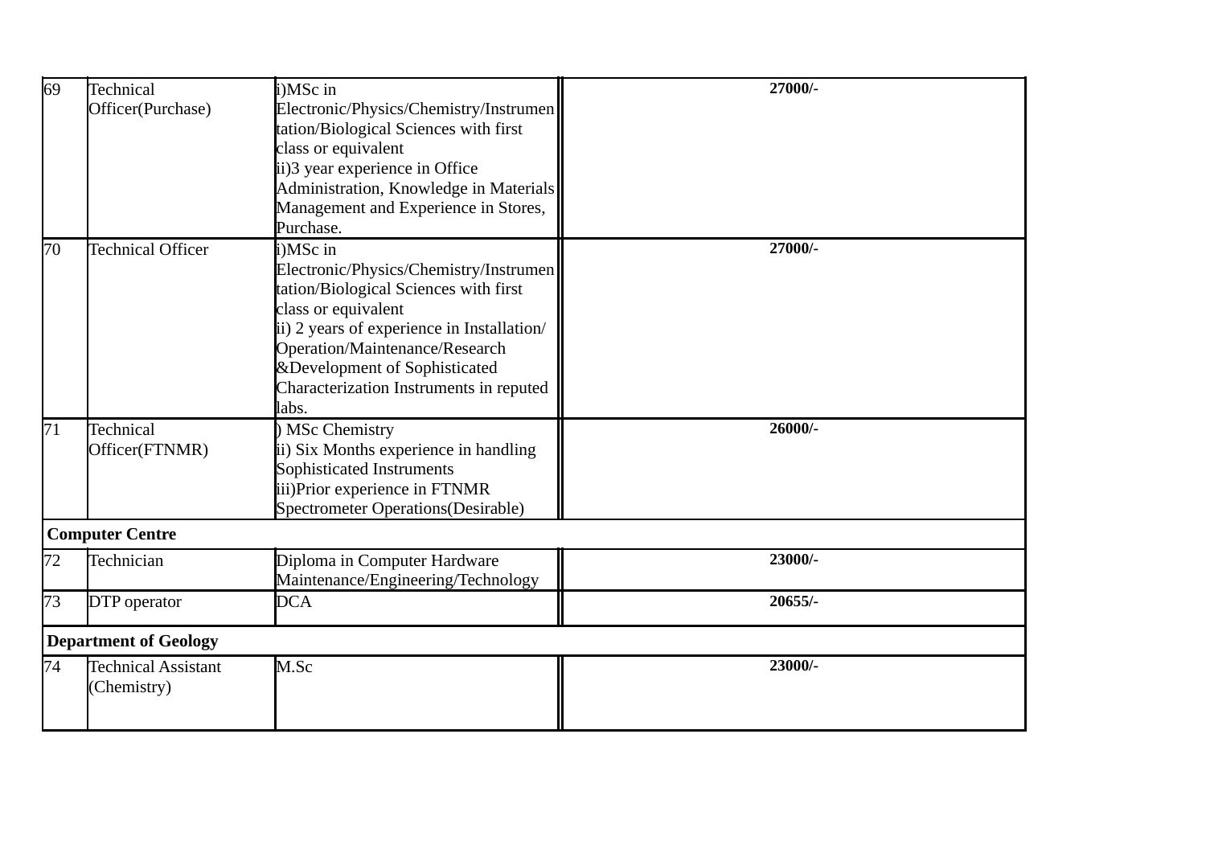| 69 | Technical Officer(Purchase) | i)MSc in Electronic/Physics/Chemistry/Instrumentation/Biological Sciences with first class or equivalent<br>ii)3 year experience in Office Administration, Knowledge in Materials Management and Experience in Stores, Purchase. | **27000/-** |
|---|---|---|---|
| 70 | Technical Officer | i)MSc in Electronic/Physics/Chemistry/Instrumentation/Biological Sciences with first class or equivalent<br>ii) 2 years of experience in Installation/ Operation/Maintenance/Research &Development of Sophisticated Characterization Instruments in reputed labs. | **27000/-** |
| 71 | Technical Officer(FTNMR) | ) MSc Chemistry<br>ii) Six Months experience in handling Sophisticated Instruments<br>iii)Prior experience in FTNMR Spectrometer Operations(Desirable) | **26000/-** |
| **Computer Centre** | | | |
| 72 | Technician | Diploma in Computer Hardware Maintenance/Engineering/Technology | **23000/-** |
| 73 | DTP operator | DCA | **20655/-** |
| **Department of Geology** | | | |
| 74 | Technical Assistant (Chemistry) | M.Sc | **23000/-** |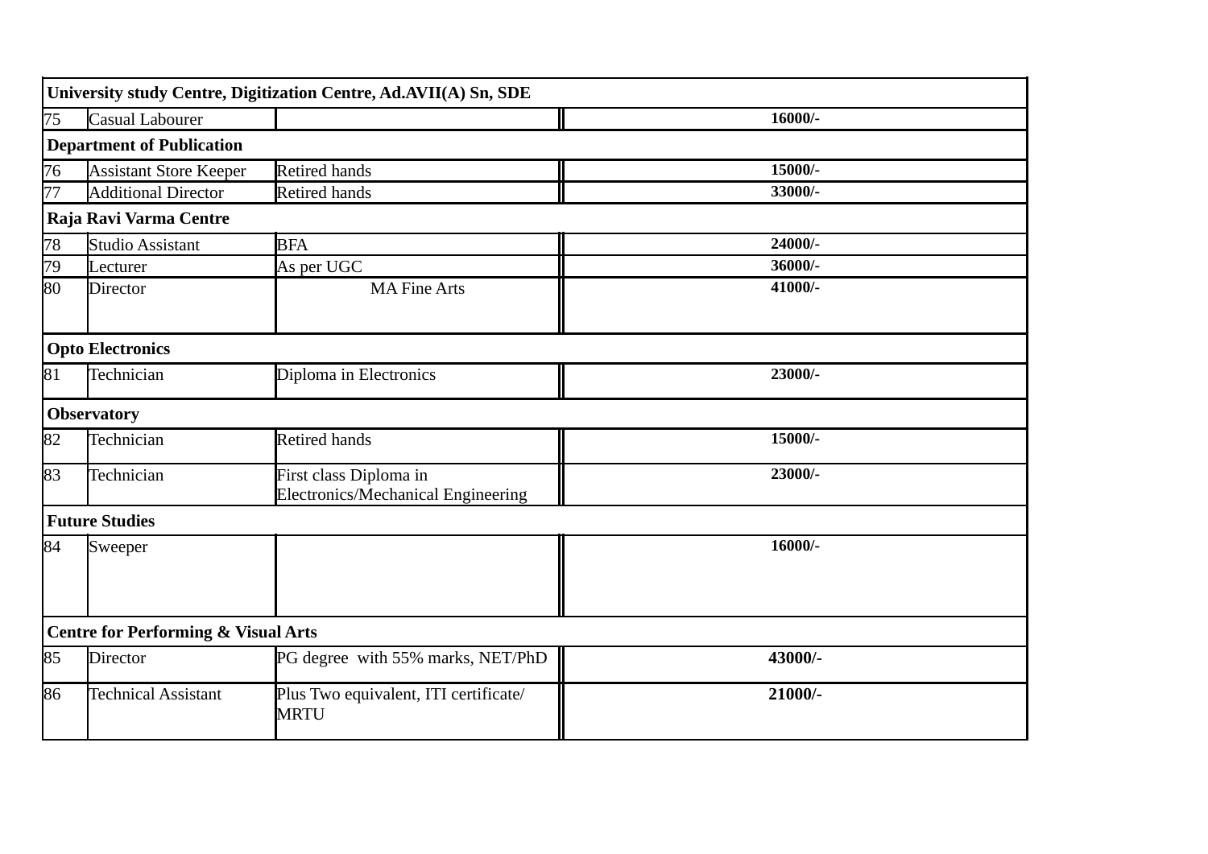| | | | |
|---|---|---|---|
| **University study Centre, Digitization Centre, Ad.AVII(A) Sn, SDE** | | | |
| 75 | Casual Labourer | | **16000/-** |
| **Department of Publication** | | | |
| 76 | Assistant Store Keeper | Retired hands | **15000/-** |
| 77 | Additional Director | Retired hands | **33000/-** |
| **Raja Ravi Varma Centre** | | | |
| 78 | Studio Assistant | BFA | **24000/-** |
| 79 | Lecturer | As per UGC | **36000/-** |
| 80 | Director | MA Fine Arts | **41000/-** |
| **Opto Electronics** | | | |
| 81 | Technician | Diploma in Electronics | **23000/-** |
| **Observatory** | | | |
| 82 | Technician | Retired hands | **15000/-** |
| 83 | Technician | First class Diploma in Electronics/Mechanical Engineering | **23000/-** |
| **Future Studies** | | | |
| 84 | Sweeper | | **16000/-** |
| **Centre for Performing & Visual Arts** | | | |
| 85 | Director | PG degree with 55% marks, NET/PhD | **43000/-** |
| 86 | Technical Assistant | Plus Two equivalent, ITI certificate/ MRTU | **21000/-** |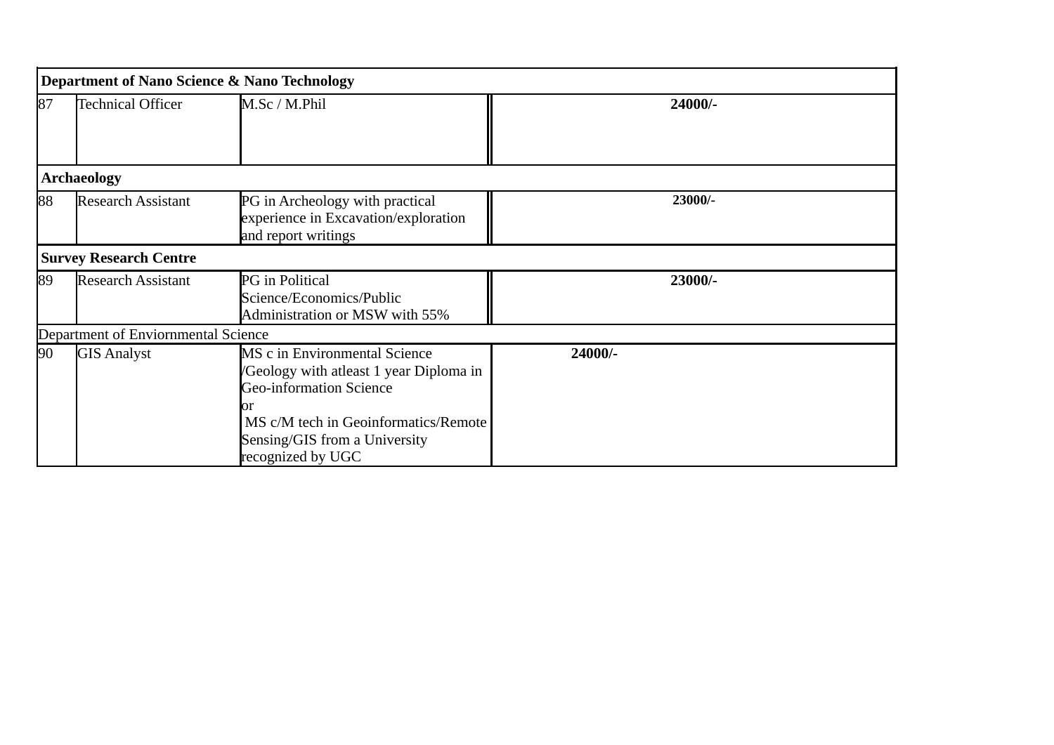| | | | |
|---|---|---|---|
| **Department of Nano Science & Nano Technology** | | | |
| 87 | Technical Officer | M.Sc / M.Phil | **24000/-** |
| **Archaeology** | | | |
| 88 | Research Assistant | PG in Archeology with practical experience in Excavation/exploration and report writings | **23000/-** |
| **Survey Research Centre** | | | |
| 89 | Research Assistant | PG in Political Science/Economics/Public Administration or MSW with 55% | **23000/-** |
| Department of Enviornmental Science | | | |
| 90 | GIS Analyst | MS c in Environmental Science /Geology with atleast 1 year Diploma in Geo-information Science or MS c/M tech in Geoinformatics/Remote Sensing/GIS from a University recognized by UGC | **24000/-** |